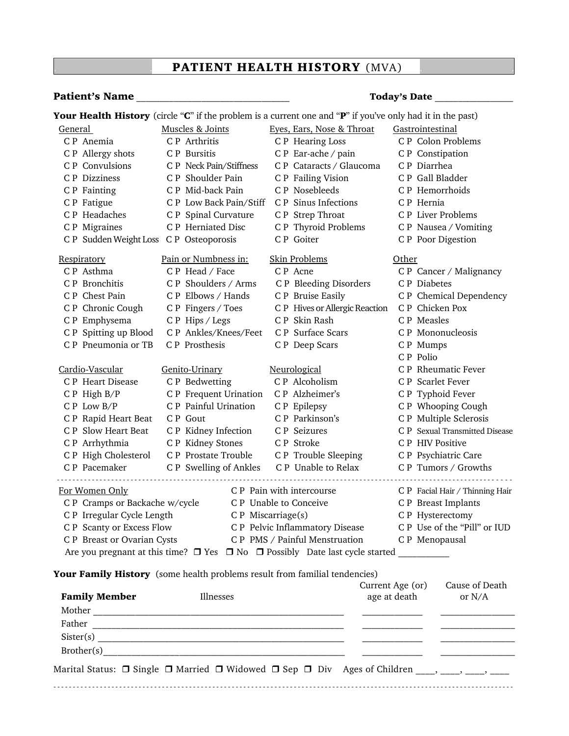# PATIENT HEALTH HISTORY (MVA)

**Patient's Name** ______________________________ **Today's Date** ________________

**Your Health History** (circle "**C**" if the problem is a current one and "**P**" if you've only had it in the past)

| General | Muscles & Joints | Eyes, Ears, Nose & Throat | Gastrointestinal |
|---|---|---|---|
| C P Anemia | C P Arthritis | C P Hearing Loss | C P Colon Problems |
| C P Allergy shots | C P Bursitis | C P Ear-ache / pain | C P Constipation |
| C P Convulsions | C P Neck Pain/Stiffness | C P Cataracts / Glaucoma | C P Diarrhea |
| C P Dizziness | C P Shoulder Pain | C P Failing Vision | C P Gall Bladder |
| C P Fainting | C P Mid-back Pain | C P Nosebleeds | C P Hemorrhoids |
| C P Fatigue | C P Low Back Pain/Stiff | C P Sinus Infections | C P Hernia |
| C P Headaches | C P Spinal Curvature | C P Strep Throat | C P Liver Problems |
| C P Migraines | C P Herniated Disc | C P Thyroid Problems | C P Nausea / Vomiting |
| C P Sudden Weight Loss | C P Osteoporosis | C P Goiter | C P Poor Digestion |

| Respiratory | Pain or Numbness in: | Skin Problems | Other |
|---|---|---|---|
| C P Asthma | C P Head / Face | C P Acne | C P Cancer / Malignancy |
| C P Bronchitis | C P Shoulders / Arms | C P Bleeding Disorders | C P Diabetes |
| C P Chest Pain | C P Elbows / Hands | C P Bruise Easily | C P Chemical Dependency |
| C P Chronic Cough | C P Fingers / Toes | C P Hives or Allergic Reaction | C P Chicken Pox |
| C P Emphysema | C P Hips / Legs | C P Skin Rash | C P Measles |
| C P Spitting up Blood | C P Ankles/Knees/Feet | C P Surface Scars | C P Mononucleosis |
| C P Pneumonia or TB | C P Prosthesis | C P Deep Scars | C P Mumps |
| | | | C P Polio |

| Cardio-Vascular | Genito-Urinary | Neurological | Other (cont.) |
|---|---|---|---|
| | | | C P Rheumatic Fever |
| C P Heart Disease | C P Bedwetting | C P Alcoholism | C P Scarlet Fever |
| C P High B/P | C P Frequent Urination | C P Alzheimer's | C P Typhoid Fever |
| C P Low B/P | C P Painful Urination | C P Epilepsy | C P Whooping Cough |
| C P Rapid Heart Beat | C P Gout | C P Parkinson's | C P Multiple Sclerosis |
| C P Slow Heart Beat | C P Kidney Infection | C P Seizures | C P Sexual Transmitted Disease |
| C P Arrhythmia | C P Kidney Stones | C P Stroke | C P HIV Positive |
| C P High Cholesterol | C P Prostate Trouble | C P Trouble Sleeping | C P Psychiatric Care |
| C P Pacemaker | C P Swelling of Ankles | C P Unable to Relax | C P Tumors / Growths |

---

**For Women Only**

| | | |
|---|---|---|
| | C P Pain with intercourse | C P Facial Hair / Thinning Hair |
| C P Cramps or Backache w/cycle | C P Unable to Conceive | C P Breast Implants |
| C P Irregular Cycle Length | C P Miscarriage(s) | C P Hysterectomy |
| C P Scanty or Excess Flow | C P Pelvic Inflammatory Disease | C P Use of the "Pill" or IUD |
| C P Breast or Ovarian Cysts | C P PMS / Painful Menstruation | C P Menopausal |

Are you pregnant at this time? ☐ Yes ☐ No ☐ Possibly Date last cycle started ___________

**Your Family History** (some health problems result from familial tendencies)

| Family Member | Illnesses | Current Age (or) age at death | Cause of Death or N/A |
|---|---|---|---|
| Mother | | | |
| Father | | | |
| Sister(s) | | | |
| Brother(s) | | | |

Marital Status: ☐ Single ☐ Married ☐ Widowed ☐ Sep ☐ Div Ages of Children ____, ____, ____, ____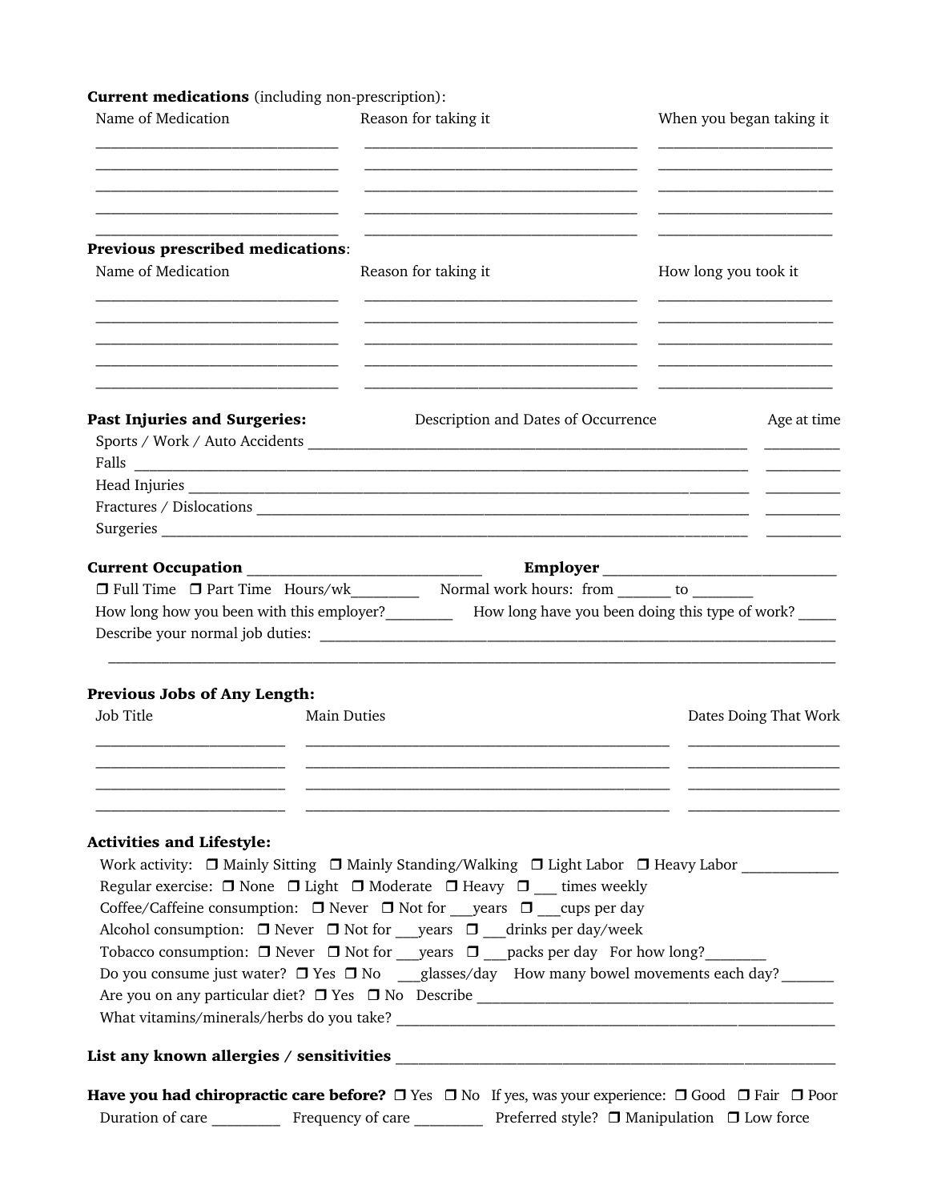**Current medications** (including non-prescription):

| Name of Medication | Reason for taking it | When you began taking it |
|---|---|---|
| | | |
| | | |
| | | |
| | | |
| | | |

**Previous prescribed medications**:

| Name of Medication | Reason for taking it | How long you took it |
|---|---|---|
| | | |
| | | |
| | | |
| | | |
| | | |

| **Past Injuries and Surgeries:** | Description and Dates of Occurrence | Age at time |
|---|---|---|
| Sports / Work / Auto Accidents | | |
| Falls | | |
| Head Injuries | | |
| Fractures / Dislocations | | |
| Surgeries | | |

**Current Occupation** ____________________ **Employer** ____________________

❒ Full Time ❒ Part Time Hours/wk________ Normal work hours: from _______ to ________

How long how you been with this employer?________ How long have you been doing this type of work? _____

Describe your normal job duties: ____________________________________________

________________________________________________________________________

**Previous Jobs of Any Length:**

| Job Title | Main Duties | Dates Doing That Work |
|---|---|---|
| | | |
| | | |
| | | |
| | | |

**Activities and Lifestyle:**

Work activity: ❒ Mainly Sitting ❒ Mainly Standing/Walking ❒ Light Labor ❒ Heavy Labor ____________

Regular exercise: ❒ None ❒ Light ❒ Moderate ❒ Heavy ❒ ___ times weekly

Coffee/Caffeine consumption: ❒ Never ❒ Not for ___years ❒ ___cups per day

Alcohol consumption: ❒ Never ❒ Not for ___years ❒ ___drinks per day/week

Tobacco consumption: ❒ Never ❒ Not for ___years ❒ ___packs per day For how long?________

Do you consume just water? ❒ Yes ❒ No ___glasses/day How many bowel movements each day?_______

Are you on any particular diet? ❒ Yes ❒ No Describe ____________________________

What vitamins/minerals/herbs do you take? ____________________________________

**List any known allergies / sensitivities** ____________________________________

**Have you had chiropractic care before?** ❒ Yes ❒ No If yes, was your experience: ❒ Good ❒ Fair ❒ Poor

Duration of care _________ Frequency of care _________ Preferred style? ❒ Manipulation ❒ Low force